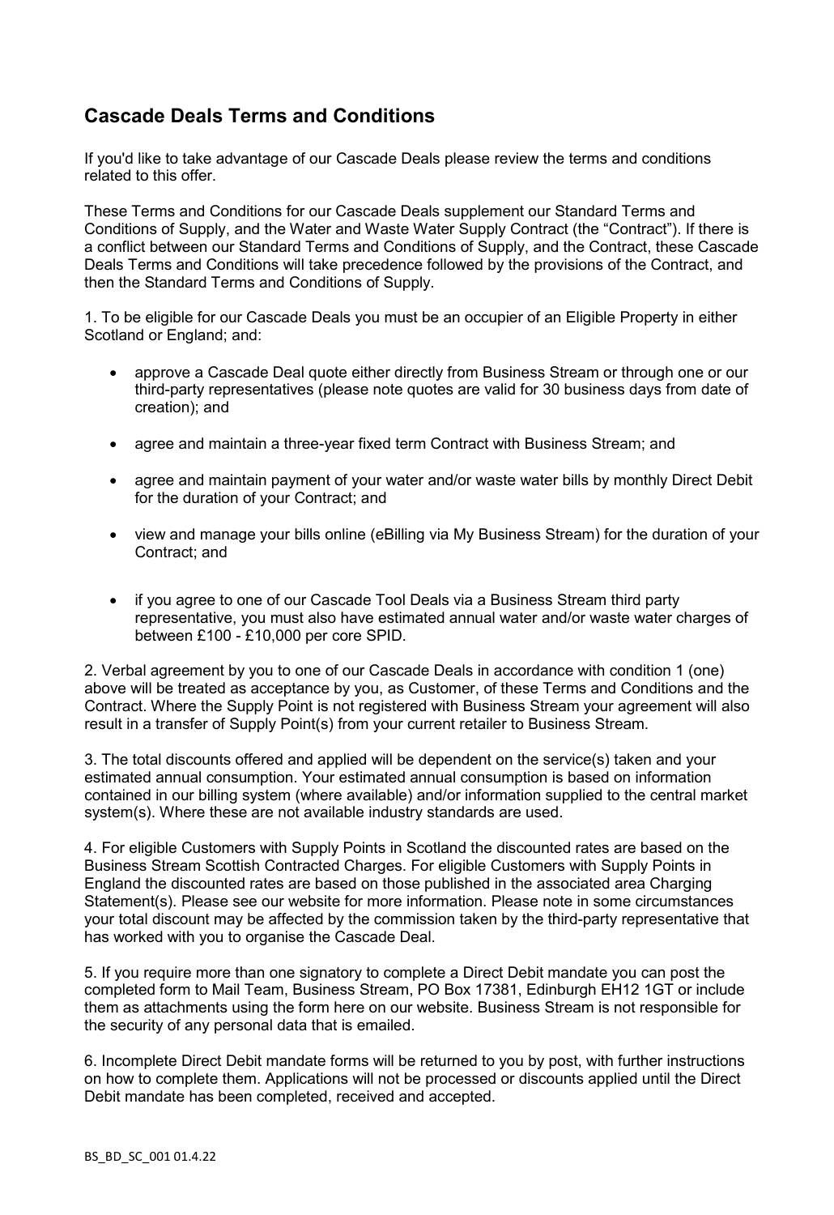## Cascade Deals Terms and Conditions

If you'd like to take advantage of our Cascade Deals please review the terms and conditions related to this offer.

These Terms and Conditions for our Cascade Deals supplement our Standard Terms and Conditions of Supply, and the Water and Waste Water Supply Contract (the "Contract"). If there is a conflict between our Standard Terms and Conditions of Supply, and the Contract, these Cascade Deals Terms and Conditions will take precedence followed by the provisions of the Contract, and then the Standard Terms and Conditions of Supply.

1. To be eligible for our Cascade Deals you must be an occupier of an Eligible Property in either Scotland or England; and:

- approve a Cascade Deal quote either directly from Business Stream or through one or our third-party representatives (please note quotes are valid for 30 business days from date of creation); and
- agree and maintain a three-year fixed term Contract with Business Stream; and
- agree and maintain payment of your water and/or waste water bills by monthly Direct Debit for the duration of your Contract; and
- view and manage your bills online (eBilling via My Business Stream) for the duration of your Contract; and
- if you agree to one of our Cascade Tool Deals via a Business Stream third party representative, you must also have estimated annual water and/or waste water charges of between £100 - £10,000 per core SPID.

2. Verbal agreement by you to one of our Cascade Deals in accordance with condition 1 (one) above will be treated as acceptance by you, as Customer, of these Terms and Conditions and the Contract. Where the Supply Point is not registered with Business Stream your agreement will also result in a transfer of Supply Point(s) from your current retailer to Business Stream.

3. The total discounts offered and applied will be dependent on the service(s) taken and your estimated annual consumption. Your estimated annual consumption is based on information contained in our billing system (where available) and/or information supplied to the central market system(s). Where these are not available industry standards are used.

4. For eligible Customers with Supply Points in Scotland the discounted rates are based on the Business Stream Scottish Contracted Charges. For eligible Customers with Supply Points in England the discounted rates are based on those published in the associated area Charging Statement(s). Please see our website for more information. Please note in some circumstances your total discount may be affected by the commission taken by the third-party representative that has worked with you to organise the Cascade Deal.

5. If you require more than one signatory to complete a Direct Debit mandate you can post the completed form to Mail Team, Business Stream, PO Box 17381, Edinburgh EH12 1GT or include them as attachments using the form here on our website. Business Stream is not responsible for the security of any personal data that is emailed.

6. Incomplete Direct Debit mandate forms will be returned to you by post, with further instructions on how to complete them. Applications will not be processed or discounts applied until the Direct Debit mandate has been completed, received and accepted.

BS_BD_SC_001 01.4.22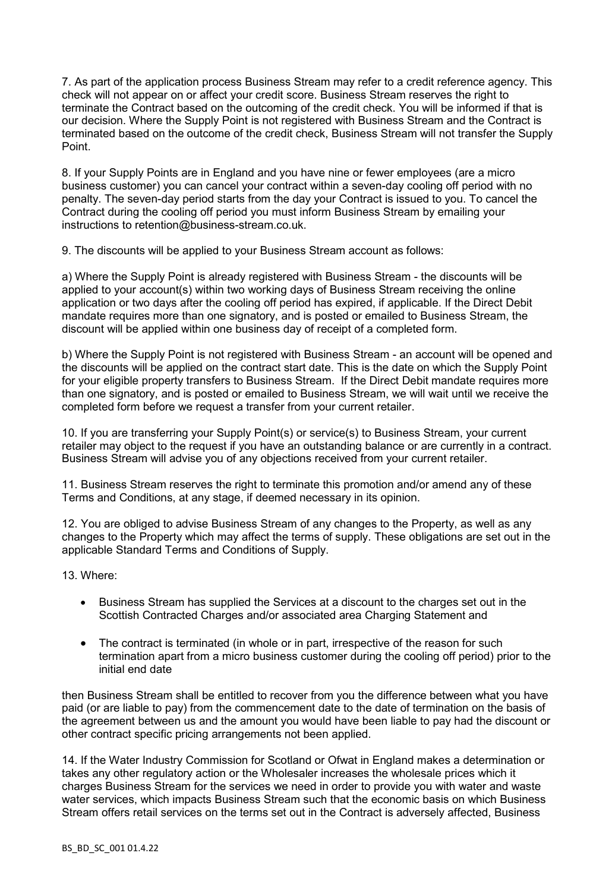7. As part of the application process Business Stream may refer to a credit reference agency. This check will not appear on or affect your credit score. Business Stream reserves the right to terminate the Contract based on the outcoming of the credit check. You will be informed if that is our decision. Where the Supply Point is not registered with Business Stream and the Contract is terminated based on the outcome of the credit check, Business Stream will not transfer the Supply Point.

8. If your Supply Points are in England and you have nine or fewer employees (are a micro business customer) you can cancel your contract within a seven-day cooling off period with no penalty. The seven-day period starts from the day your Contract is issued to you. To cancel the Contract during the cooling off period you must inform Business Stream by emailing your instructions to retention@business-stream.co.uk.

9. The discounts will be applied to your Business Stream account as follows:

a) Where the Supply Point is already registered with Business Stream - the discounts will be applied to your account(s) within two working days of Business Stream receiving the online application or two days after the cooling off period has expired, if applicable. If the Direct Debit mandate requires more than one signatory, and is posted or emailed to Business Stream, the discount will be applied within one business day of receipt of a completed form.

b) Where the Supply Point is not registered with Business Stream - an account will be opened and the discounts will be applied on the contract start date. This is the date on which the Supply Point for your eligible property transfers to Business Stream. If the Direct Debit mandate requires more than one signatory, and is posted or emailed to Business Stream, we will wait until we receive the completed form before we request a transfer from your current retailer.

10. If you are transferring your Supply Point(s) or service(s) to Business Stream, your current retailer may object to the request if you have an outstanding balance or are currently in a contract. Business Stream will advise you of any objections received from your current retailer.

11. Business Stream reserves the right to terminate this promotion and/or amend any of these Terms and Conditions, at any stage, if deemed necessary in its opinion.

12. You are obliged to advise Business Stream of any changes to the Property, as well as any changes to the Property which may affect the terms of supply. These obligations are set out in the applicable Standard Terms and Conditions of Supply.

13. Where:

- Business Stream has supplied the Services at a discount to the charges set out in the Scottish Contracted Charges and/or associated area Charging Statement and
- The contract is terminated (in whole or in part, irrespective of the reason for such termination apart from a micro business customer during the cooling off period) prior to the initial end date

then Business Stream shall be entitled to recover from you the difference between what you have paid (or are liable to pay) from the commencement date to the date of termination on the basis of the agreement between us and the amount you would have been liable to pay had the discount or other contract specific pricing arrangements not been applied.

14. If the Water Industry Commission for Scotland or Ofwat in England makes a determination or takes any other regulatory action or the Wholesaler increases the wholesale prices which it charges Business Stream for the services we need in order to provide you with water and waste water services, which impacts Business Stream such that the economic basis on which Business Stream offers retail services on the terms set out in the Contract is adversely affected, Business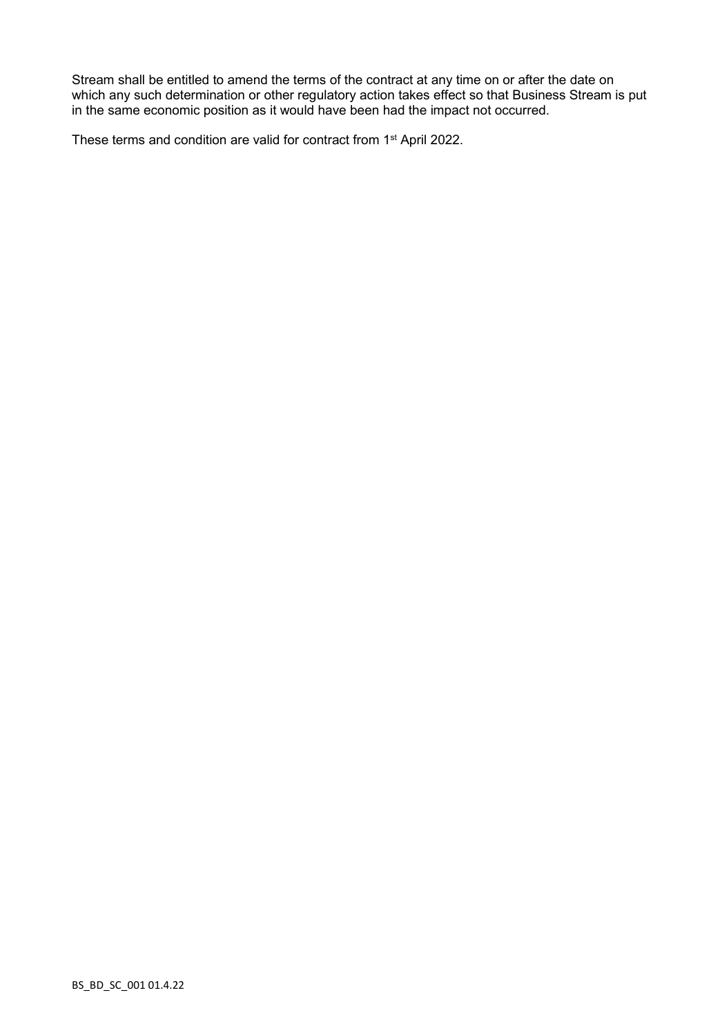Stream shall be entitled to amend the terms of the contract at any time on or after the date on which any such determination or other regulatory action takes effect so that Business Stream is put in the same economic position as it would have been had the impact not occurred.

These terms and condition are valid for contract from 1st April 2022.